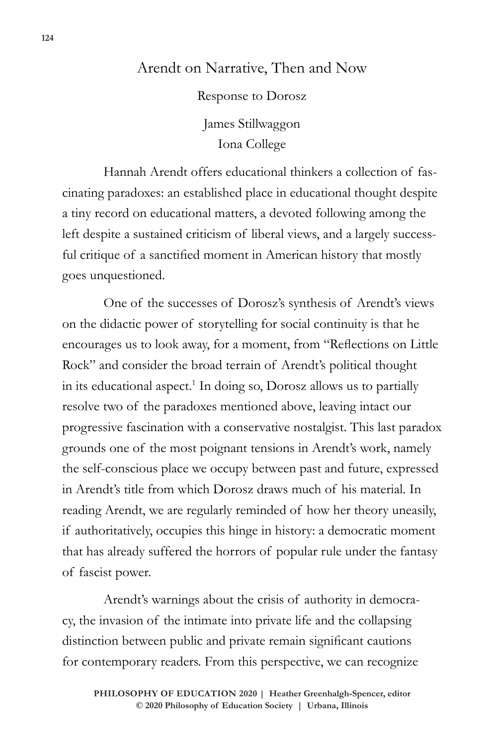# Arendt on Narrative, Then and Now

Response to Dorosz

James Stillwaggon
Iona College

Hannah Arendt offers educational thinkers a collection of fascinating paradoxes: an established place in educational thought despite a tiny record on educational matters, a devoted following among the left despite a sustained criticism of liberal views, and a largely successful critique of a sanctified moment in American history that mostly goes unquestioned.

One of the successes of Dorosz's synthesis of Arendt's views on the didactic power of storytelling for social continuity is that he encourages us to look away, for a moment, from "Reflections on Little Rock" and consider the broad terrain of Arendt's political thought in its educational aspect.[1] In doing so, Dorosz allows us to partially resolve two of the paradoxes mentioned above, leaving intact our progressive fascination with a conservative nostalgist. This last paradox grounds one of the most poignant tensions in Arendt's work, namely the self-conscious place we occupy between past and future, expressed in Arendt's title from which Dorosz draws much of his material. In reading Arendt, we are regularly reminded of how her theory uneasily, if authoritatively, occupies this hinge in history: a democratic moment that has already suffered the horrors of popular rule under the fantasy of fascist power.

Arendt's warnings about the crisis of authority in democracy, the invasion of the intimate into private life and the collapsing distinction between public and private remain significant cautions for contemporary readers. From this perspective, we can recognize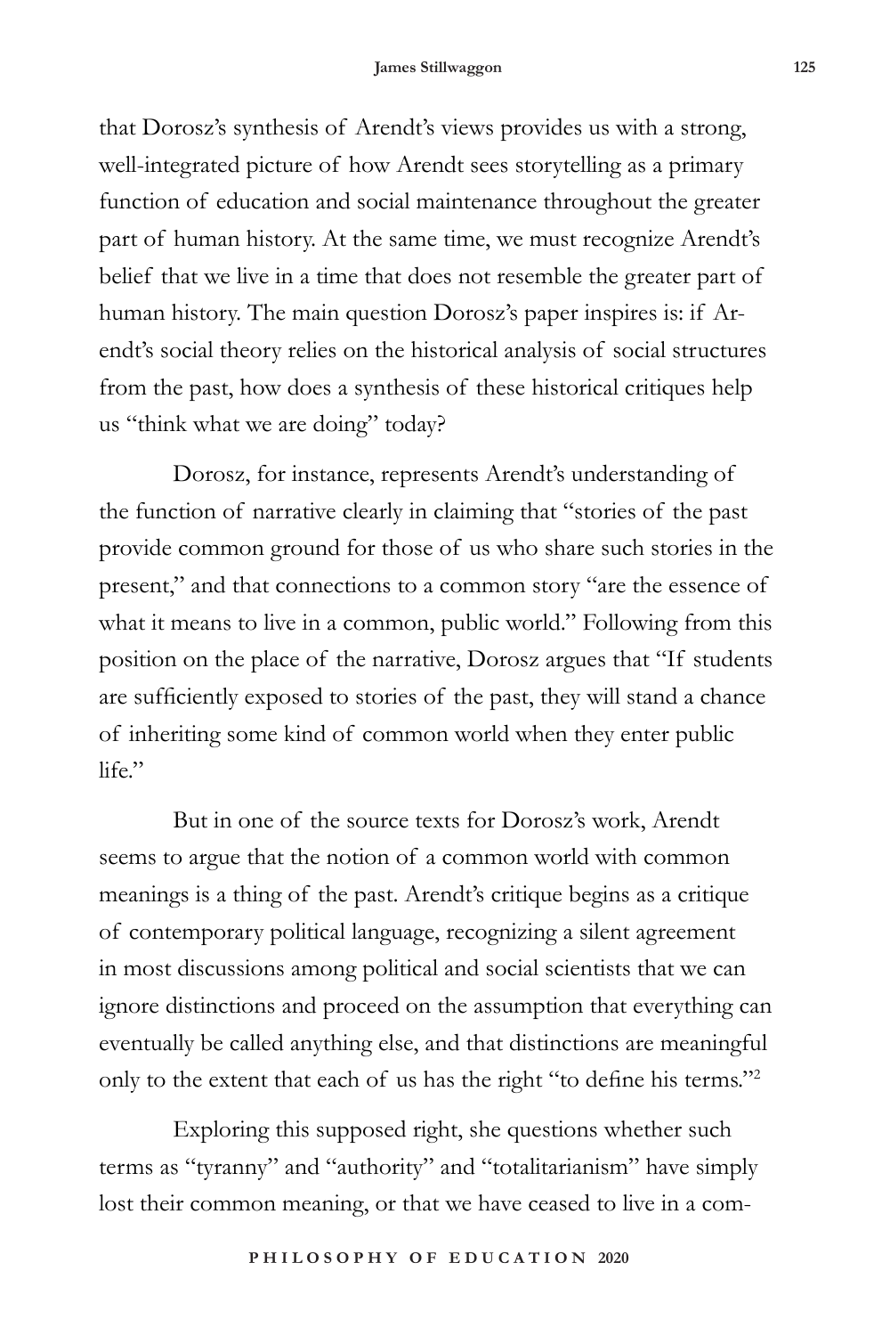that Dorosz's synthesis of Arendt's views provides us with a strong, well-integrated picture of how Arendt sees storytelling as a primary function of education and social maintenance throughout the greater part of human history. At the same time, we must recognize Arendt's belief that we live in a time that does not resemble the greater part of human history. The main question Dorosz's paper inspires is: if Arendt's social theory relies on the historical analysis of social structures from the past, how does a synthesis of these historical critiques help us "think what we are doing" today?

Dorosz, for instance, represents Arendt's understanding of the function of narrative clearly in claiming that "stories of the past provide common ground for those of us who share such stories in the present," and that connections to a common story "are the essence of what it means to live in a common, public world." Following from this position on the place of the narrative, Dorosz argues that "If students are sufficiently exposed to stories of the past, they will stand a chance of inheriting some kind of common world when they enter public life."

But in one of the source texts for Dorosz's work, Arendt seems to argue that the notion of a common world with common meanings is a thing of the past. Arendt's critique begins as a critique of contemporary political language, recognizing a silent agreement in most discussions among political and social scientists that we can ignore distinctions and proceed on the assumption that everything can eventually be called anything else, and that distinctions are meaningful only to the extent that each of us has the right "to define his terms."[2]

Exploring this supposed right, she questions whether such terms as "tyranny" and "authority" and "totalitarianism" have simply lost their common meaning, or that we have ceased to live in a com-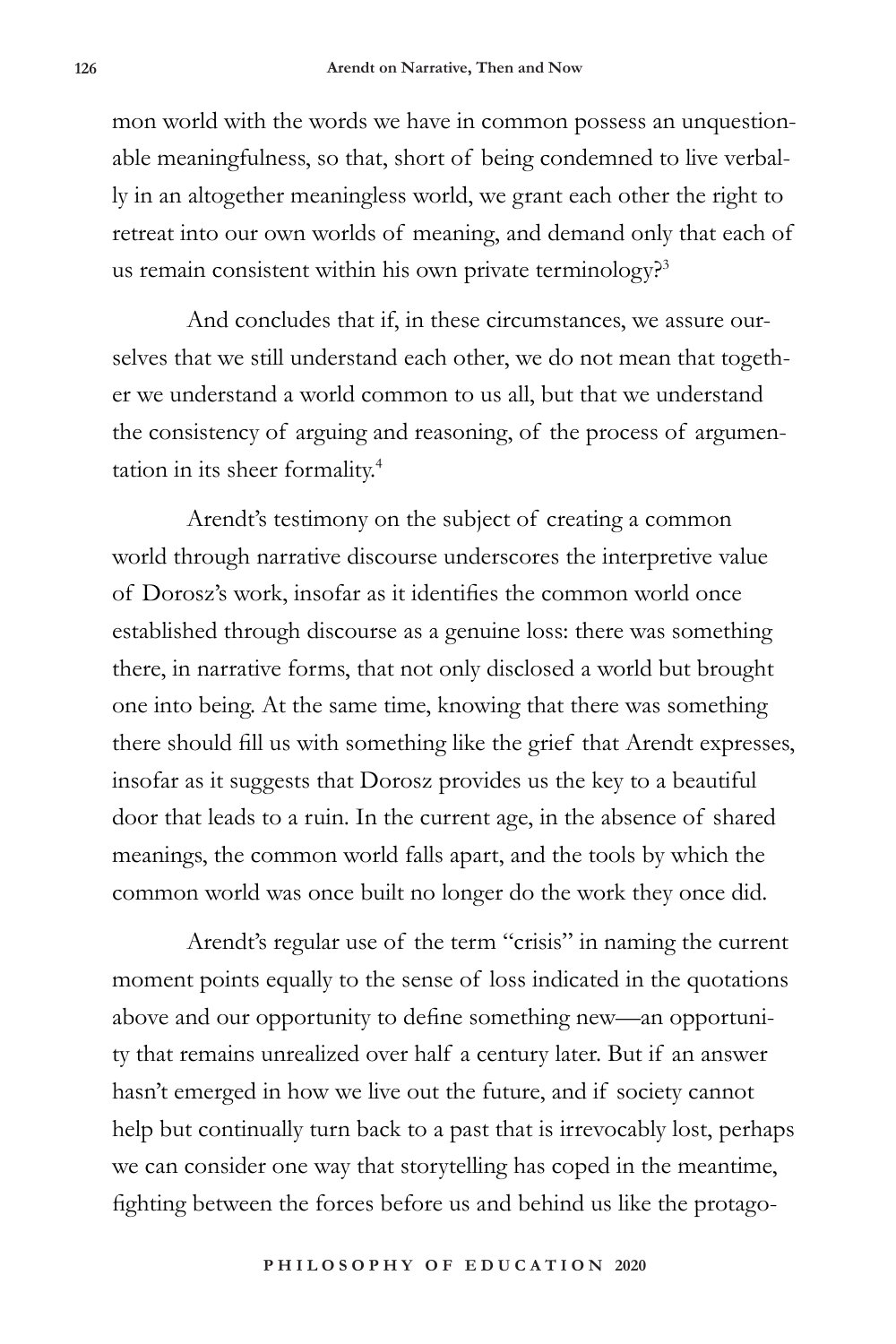mon world with the words we have in common possess an unquestionable meaningfulness, so that, short of being condemned to live verbally in an altogether meaningless world, we grant each other the right to retreat into our own worlds of meaning, and demand only that each of us remain consistent within his own private terminology?[3]

And concludes that if, in these circumstances, we assure ourselves that we still understand each other, we do not mean that together we understand a world common to us all, but that we understand the consistency of arguing and reasoning, of the process of argumentation in its sheer formality.[4]

Arendt's testimony on the subject of creating a common world through narrative discourse underscores the interpretive value of Dorosz's work, insofar as it identifies the common world once established through discourse as a genuine loss: there was something there, in narrative forms, that not only disclosed a world but brought one into being. At the same time, knowing that there was something there should fill us with something like the grief that Arendt expresses, insofar as it suggests that Dorosz provides us the key to a beautiful door that leads to a ruin. In the current age, in the absence of shared meanings, the common world falls apart, and the tools by which the common world was once built no longer do the work they once did.

Arendt's regular use of the term "crisis" in naming the current moment points equally to the sense of loss indicated in the quotations above and our opportunity to define something new—an opportunity that remains unrealized over half a century later. But if an answer hasn't emerged in how we live out the future, and if society cannot help but continually turn back to a past that is irrevocably lost, perhaps we can consider one way that storytelling has coped in the meantime, fighting between the forces before us and behind us like the protago-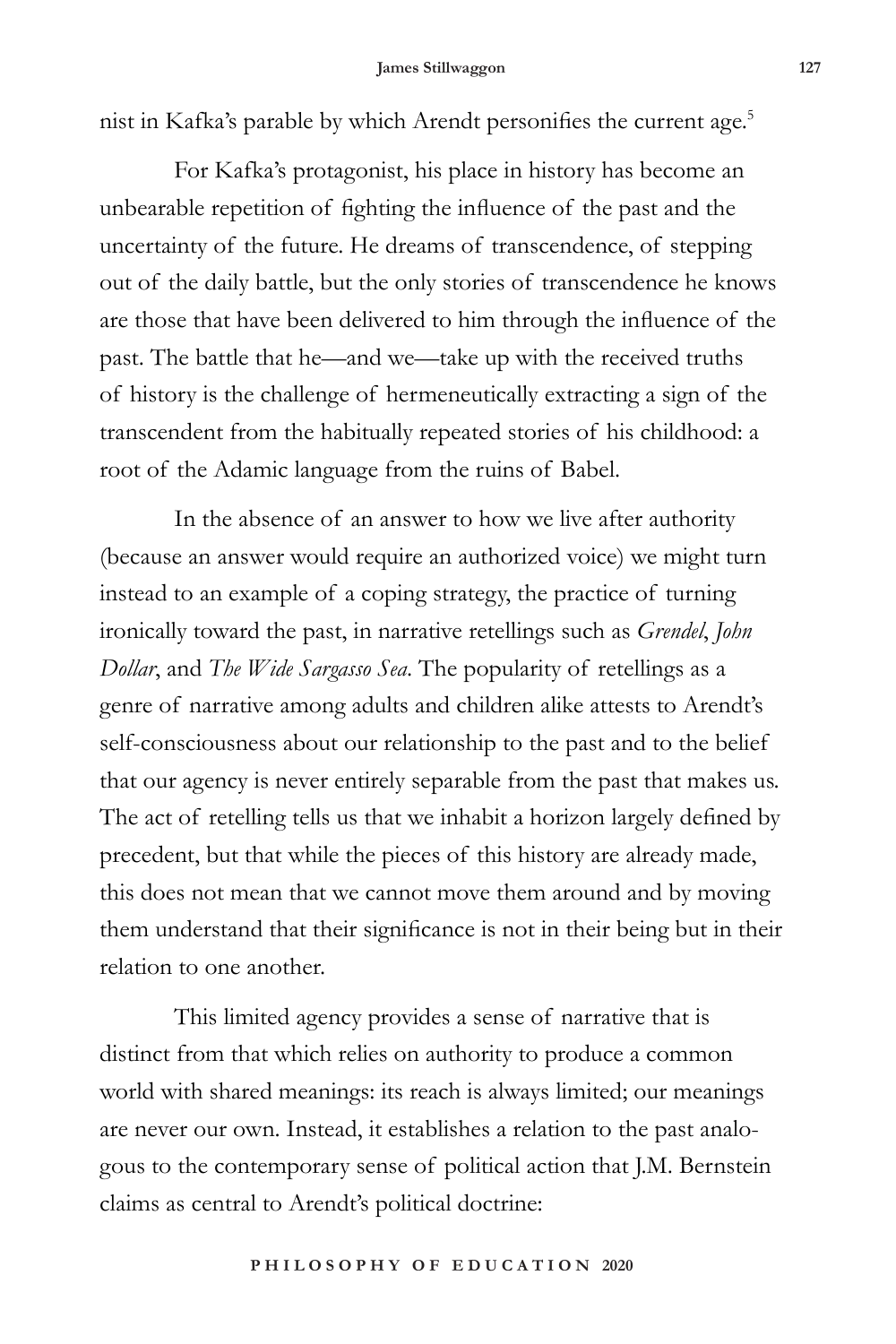nist in Kafka's parable by which Arendt personifies the current age.[5]

For Kafka's protagonist, his place in history has become an unbearable repetition of fighting the influence of the past and the uncertainty of the future. He dreams of transcendence, of stepping out of the daily battle, but the only stories of transcendence he knows are those that have been delivered to him through the influence of the past. The battle that he—and we—take up with the received truths of history is the challenge of hermeneutically extracting a sign of the transcendent from the habitually repeated stories of his childhood: a root of the Adamic language from the ruins of Babel.

In the absence of an answer to how we live after authority (because an answer would require an authorized voice) we might turn instead to an example of a coping strategy, the practice of turning ironically toward the past, in narrative retellings such as *Grendel*, *John Dollar*, and *The Wide Sargasso Sea*. The popularity of retellings as a genre of narrative among adults and children alike attests to Arendt's self-consciousness about our relationship to the past and to the belief that our agency is never entirely separable from the past that makes us. The act of retelling tells us that we inhabit a horizon largely defined by precedent, but that while the pieces of this history are already made, this does not mean that we cannot move them around and by moving them understand that their significance is not in their being but in their relation to one another.

This limited agency provides a sense of narrative that is distinct from that which relies on authority to produce a common world with shared meanings: its reach is always limited; our meanings are never our own. Instead, it establishes a relation to the past analogous to the contemporary sense of political action that J.M. Bernstein claims as central to Arendt's political doctrine: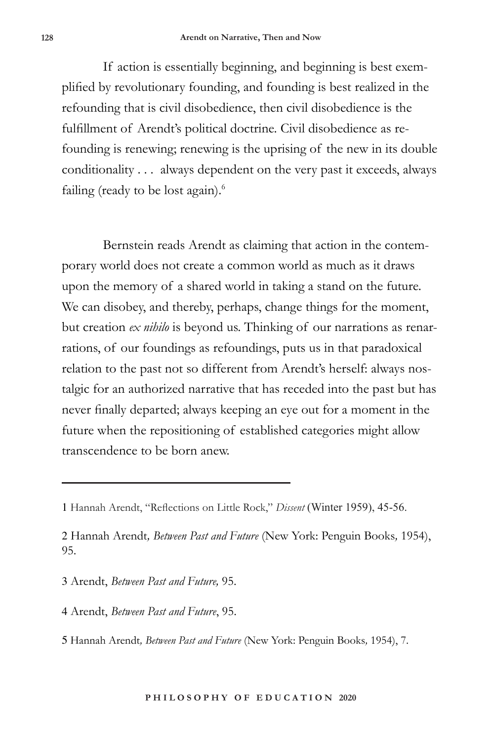If action is essentially beginning, and beginning is best exemplified by revolutionary founding, and founding is best realized in the refounding that is civil disobedience, then civil disobedience is the fulfillment of Arendt's political doctrine. Civil disobedience as refounding is renewing; renewing is the uprising of the new in its double conditionality . . . always dependent on the very past it exceeds, always failing (ready to be lost again).[6]

Bernstein reads Arendt as claiming that action in the contemporary world does not create a common world as much as it draws upon the memory of a shared world in taking a stand on the future. We can disobey, and thereby, perhaps, change things for the moment, but creation *ex nihilo* is beyond us. Thinking of our narrations as renarrations, of our foundings as refoundings, puts us in that paradoxical relation to the past not so different from Arendt's herself: always nostalgic for an authorized narrative that has receded into the past but has never finally departed; always keeping an eye out for a moment in the future when the repositioning of established categories might allow transcendence to be born anew.

---

1 Hannah Arendt, "Reflections on Little Rock," *Dissent* (Winter 1959), 45-56.

2 Hannah Arendt, *Between Past and Future* (New York: Penguin Books, 1954), 95.

3 Arendt, *Between Past and Future,* 95.

4 Arendt, *Between Past and Future*, 95.

5 Hannah Arendt, *Between Past and Future* (New York: Penguin Books, 1954), 7.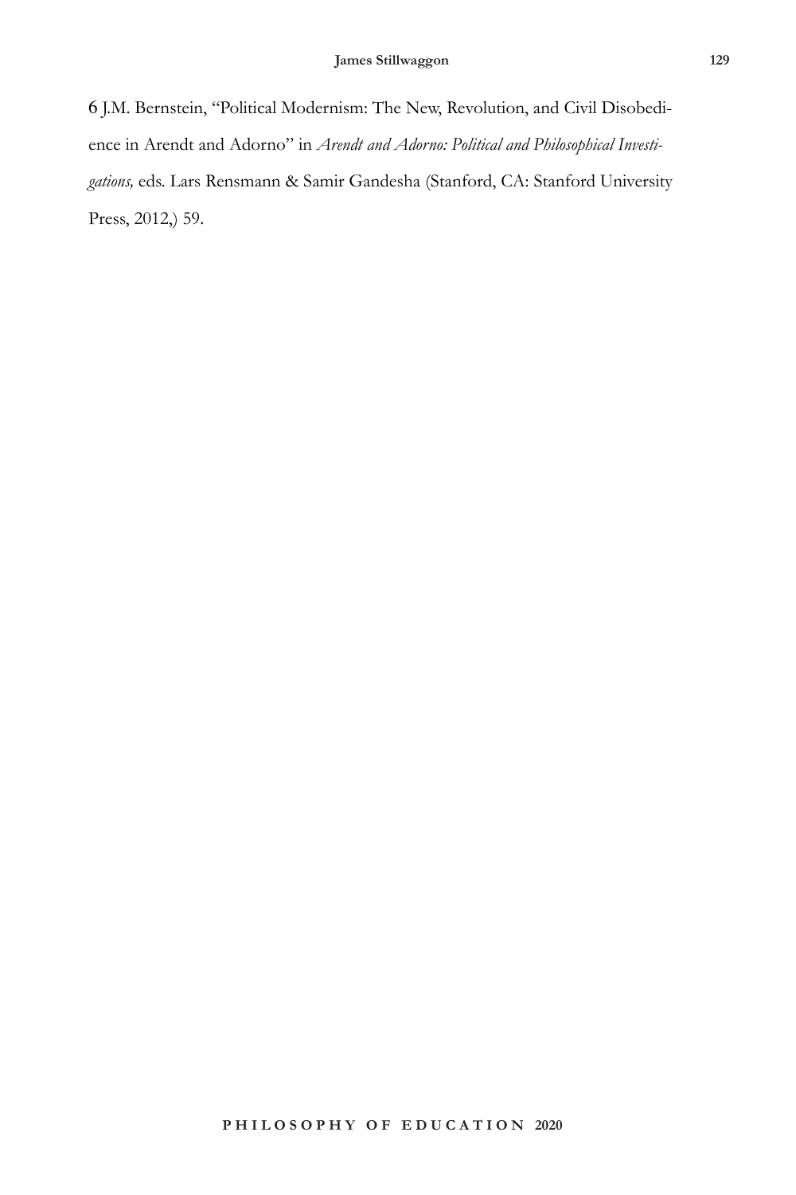6 J.M. Bernstein, "Political Modernism: The New, Revolution, and Civil Disobedience in Arendt and Adorno" in *Arendt and Adorno: Political and Philosophical Investigations,* eds. Lars Rensmann & Samir Gandesha (Stanford, CA: Stanford University Press, 2012,) 59.